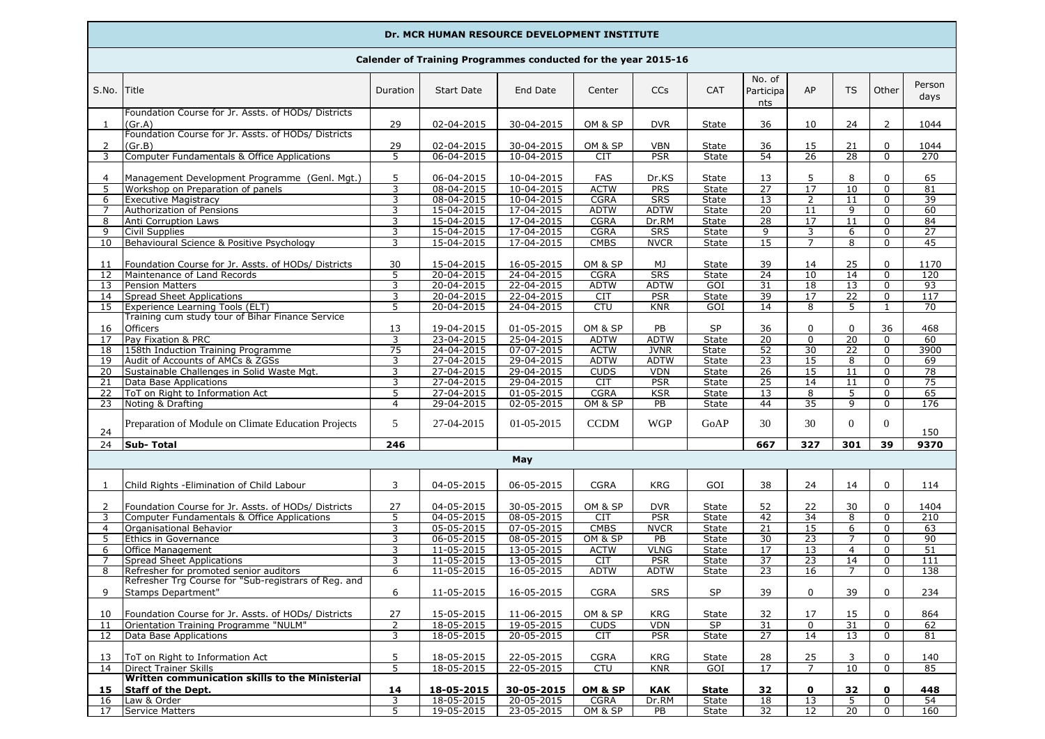# Dr. MCR HUMAN RESOURCE DEVELOPMENT INSTITUTE

## Calender of Training Programmes conducted for the year 2015-16

| S.No. | Title | Duration | Start Date | End Date | Center | CCs | CAT | No. of Participants | AP | TS | Other | Person days |
|---|---|---|---|---|---|---|---|---|---|---|---|---|
| 1 | Foundation Course for Jr. Assts. of HODs/ Districts (Gr.A) | 29 | 02-04-2015 | 30-04-2015 | OM & SP | DVR | State | 36 | 10 | 24 | 2 | 1044 |
| 2 | Foundation Course for Jr. Assts. of HODs/ Districts (Gr.B) | 29 | 02-04-2015 | 30-04-2015 | OM & SP | VBN | State | 36 | 15 | 21 | 0 | 1044 |
| 3 | Computer Fundamentals & Office Applications | 5 | 06-04-2015 | 10-04-2015 | CIT | PSR | State | 54 | 26 | 28 | 0 | 270 |
| 4 | Management Development Programme (Genl. Mgt.) | 5 | 06-04-2015 | 10-04-2015 | FAS | Dr.KS | State | 13 | 5 | 8 | 0 | 65 |
| 5 | Workshop on Preparation of panels | 3 | 08-04-2015 | 10-04-2015 | ACTW | PRS | State | 27 | 17 | 10 | 0 | 81 |
| 6 | Executive Magistracy | 3 | 08-04-2015 | 10-04-2015 | CGRA | SRS | State | 13 | 2 | 11 | 0 | 39 |
| 7 | Authorization of Pensions | 3 | 15-04-2015 | 17-04-2015 | ADTW | ADTW | State | 20 | 11 | 9 | 0 | 60 |
| 8 | Anti Corruption Laws | 3 | 15-04-2015 | 17-04-2015 | CGRA | Dr.RM | State | 28 | 17 | 11 | 0 | 84 |
| 9 | Civil Supplies | 3 | 15-04-2015 | 17-04-2015 | CGRA | SRS | State | 9 | 3 | 6 | 0 | 27 |
| 10 | Behavioural Science & Positive Psychology | 3 | 15-04-2015 | 17-04-2015 | CMBS | NVCR | State | 15 | 7 | 8 | 0 | 45 |
| 11 | Foundation Course for Jr. Assts. of HODs/ Districts | 30 | 15-04-2015 | 16-05-2015 | OM & SP | MJ | State | 39 | 14 | 25 | 0 | 1170 |
| 12 | Maintenance of Land Records | 5 | 20-04-2015 | 24-04-2015 | CGRA | SRS | State | 24 | 10 | 14 | 0 | 120 |
| 13 | Pension Matters | 3 | 20-04-2015 | 22-04-2015 | ADTW | ADTW | GOI | 31 | 18 | 13 | 0 | 93 |
| 14 | Spread Sheet Applications | 3 | 20-04-2015 | 22-04-2015 | CIT | PSR | State | 39 | 17 | 22 | 0 | 117 |
| 15 | Experience Learning Tools (ELT) | 5 | 20-04-2015 | 24-04-2015 | CTU | KNR | GOI | 14 | 8 | 5 | 1 | 70 |
| 16 | Training cum study tour of Bihar Finance Service Officers | 13 | 19-04-2015 | 01-05-2015 | OM & SP | PB | SP | 36 | 0 | 0 | 36 | 468 |
| 17 | Pay Fixation & PRC | 3 | 23-04-2015 | 25-04-2015 | ADTW | ADTW | State | 20 | 0 | 20 | 0 | 60 |
| 18 | 158th Induction Training Programme | 75 | 24-04-2015 | 07-07-2015 | ACTW | JVNR | State | 52 | 30 | 22 | 0 | 3900 |
| 19 | Audit of Accounts of AMCs & ZGSs | 3 | 27-04-2015 | 29-04-2015 | ADTW | ADTW | State | 23 | 15 | 8 | 0 | 69 |
| 20 | Sustainable Challenges in Solid Waste Mgt. | 3 | 27-04-2015 | 29-04-2015 | CUDS | VDN | State | 26 | 15 | 11 | 0 | 78 |
| 21 | Data Base Applications | 3 | 27-04-2015 | 29-04-2015 | CIT | PSR | State | 25 | 14 | 11 | 0 | 75 |
| 22 | ToT on Right to Information Act | 5 | 27-04-2015 | 01-05-2015 | CGRA | KSR | State | 13 | 8 | 5 | 0 | 65 |
| 23 | Noting & Drafting | 4 | 29-04-2015 | 02-05-2015 | OM & SP | PB | State | 44 | 35 | 9 | 0 | 176 |
| 24 | Preparation of Module on Climate Education Projects | 5 | 27-04-2015 | 01-05-2015 | CCDM | WGP | GoAP | 30 | 30 | 0 | 0 | 150 |
| 24 | **Sub- Total** | **246** | | | | | | **667** | **327** | **301** | **39** | **9370** |
| | | | | | **May** | | | | | | | |
| 1 | Child Rights -Elimination of Child Labour | 3 | 04-05-2015 | 06-05-2015 | CGRA | KRG | GOI | 38 | 24 | 14 | 0 | 114 |
| 2 | Foundation Course for Jr. Assts. of HODs/ Districts | 27 | 04-05-2015 | 30-05-2015 | OM & SP | DVR | State | 52 | 22 | 30 | 0 | 1404 |
| 3 | Computer Fundamentals & Office Applications | 5 | 04-05-2015 | 08-05-2015 | CIT | PSR | State | 42 | 34 | 8 | 0 | 210 |
| 4 | Organisational Behavior | 3 | 05-05-2015 | 07-05-2015 | CMBS | NVCR | State | 21 | 15 | 6 | 0 | 63 |
| 5 | Ethics in Governance | 3 | 06-05-2015 | 08-05-2015 | OM & SP | PB | State | 30 | 23 | 7 | 0 | 90 |
| 6 | Office Management | 3 | 11-05-2015 | 13-05-2015 | ACTW | VLNG | State | 17 | 13 | 4 | 0 | 51 |
| 7 | Spread Sheet Applications | 3 | 11-05-2015 | 13-05-2015 | CIT | PSR | State | 37 | 23 | 14 | 0 | 111 |
| 8 | Refresher for promoted senior auditors | 6 | 11-05-2015 | 16-05-2015 | ADTW | ADTW | State | 23 | 16 | 7 | 0 | 138 |
| 9 | Refresher Trg Course for "Sub-registrars of Reg. and Stamps Department" | 6 | 11-05-2015 | 16-05-2015 | CGRA | SRS | SP | 39 | 0 | 39 | 0 | 234 |
| 10 | Foundation Course for Jr. Assts. of HODs/ Districts | 27 | 15-05-2015 | 11-06-2015 | OM & SP | KRG | State | 32 | 17 | 15 | 0 | 864 |
| 11 | Orientation Training Programme "NULM" | 2 | 18-05-2015 | 19-05-2015 | CUDS | VDN | SP | 31 | 0 | 31 | 0 | 62 |
| 12 | Data Base Applications | 3 | 18-05-2015 | 20-05-2015 | CIT | PSR | State | 27 | 14 | 13 | 0 | 81 |
| 13 | ToT on Right to Information Act | 5 | 18-05-2015 | 22-05-2015 | CGRA | KRG | State | 28 | 25 | 3 | 0 | 140 |
| 14 | Direct Trainer Skills | 5 | 18-05-2015 | 22-05-2015 | CTU | KNR | GOI | 17 | 7 | 10 | 0 | 85 |
| **15** | **Written communication skills to the Ministerial Staff of the Dept.** | **14** | **18-05-2015** | **30-05-2015** | **OM & SP** | **KAK** | **State** | **32** | **0** | **32** | **0** | **448** |
| 16 | Law & Order | 3 | 18-05-2015 | 20-05-2015 | CGRA | Dr.RM | State | 18 | 13 | 5 | 0 | 54 |
| 17 | Service Matters | 5 | 19-05-2015 | 23-05-2015 | OM & SP | PB | State | 32 | 12 | 20 | 0 | 160 |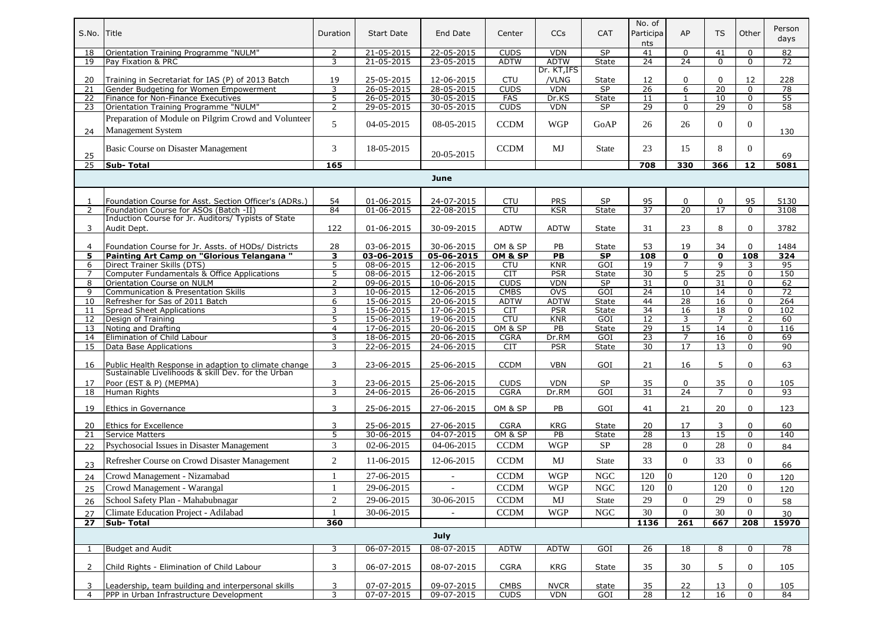| S.No. | Title | Duration | Start Date | End Date | Center | CCs | CAT | No. of Participants | AP | TS | Other | Person days |
|---|---|---|---|---|---|---|---|---|---|---|---|---|
| 18 | Orientation Training Programme "NULM" | 2 | 21-05-2015 | 22-05-2015 | CUDS | VDN | SP | 41 | 0 | 41 | 0 | 82 |
| 19 | Pay Fixation & PRC | 3 | 21-05-2015 | 23-05-2015 | ADTW | ADTW | State | 24 | 24 | 0 | 0 | 72 |
| 20 | Training in Secretariat for IAS (P) of 2013 Batch | 19 | 25-05-2015 | 12-06-2015 | CTU | Dr. KT,IFS /VLNG | State | 12 | 0 | 0 | 12 | 228 |
| 21 | Gender Budgeting for Women Empowerment | 3 | 26-05-2015 | 28-05-2015 | CUDS | VDN | SP | 26 | 6 | 20 | 0 | 78 |
| 22 | Finance for Non-Finance Executives | 5 | 26-05-2015 | 30-05-2015 | FAS | Dr.KS | State | 11 | 1 | 10 | 0 | 55 |
| 23 | Orientation Training Programme "NULM" | 2 | 29-05-2015 | 30-05-2015 | CUDS | VDN | SP | 29 | 0 | 29 | 0 | 58 |
| 24 | Preparation of Module on Pilgrim Crowd and Volunteer Management System | 5 | 04-05-2015 | 08-05-2015 | CCDM | WGP | GoAP | 26 | 26 | 0 | 0 | 130 |
| 25 | Basic Course on Disaster Management | 3 | 18-05-2015 | 20-05-2015 | CCDM | MJ | State | 23 | 15 | 8 | 0 | 69 |
| 25 | **Sub- Total** | **165** | | | | | | **708** | **330** | **366** | **12** | **5081** |
| | | | | | **June** | | | | | | | |
| 1 | Foundation Course for Asst. Section Officer's (ADRs.) | 54 | 01-06-2015 | 24-07-2015 | CTU | PRS | SP | 95 | 0 | 0 | 95 | 5130 |
| 2 | Foundation Course for ASOs (Batch -II) | 84 | 01-06-2015 | 22-08-2015 | CTU | KSR | State | 37 | 20 | 17 | 0 | 3108 |
| 3 | Induction Course for Jr. Auditors/ Typists of State Audit Dept. | 122 | 01-06-2015 | 30-09-2015 | ADTW | ADTW | State | 31 | 23 | 8 | 0 | 3782 |
| 4 | Foundation Course for Jr. Assts. of HODs/ Districts | 28 | 03-06-2015 | 30-06-2015 | OM & SP | PB | State | 53 | 19 | 34 | 0 | 1484 |
| **5** | **Painting Art Camp on "Glorious Telangana "** | **3** | **03-06-2015** | **05-06-2015** | **OM & SP** | **PB** | **SP** | **108** | **0** | **0** | **108** | **324** |
| 6 | Direct Trainer Skills (DTS) | 5 | 08-06-2015 | 12-06-2015 | CTU | KNR | GOI | 19 | 7 | 9 | 3 | 95 |
| 7 | Computer Fundamentals & Office Applications | 5 | 08-06-2015 | 12-06-2015 | CIT | PSR | State | 30 | 5 | 25 | 0 | 150 |
| 8 | Orientation Course on NULM | 2 | 09-06-2015 | 10-06-2015 | CUDS | VDN | SP | 31 | 0 | 31 | 0 | 62 |
| 9 | Communication & Presentation Skills | 3 | 10-06-2015 | 12-06-2015 | CMBS | OVS | GOI | 24 | 10 | 14 | 0 | 72 |
| 10 | Refresher for Sas of 2011 Batch | 6 | 15-06-2015 | 20-06-2015 | ADTW | ADTW | State | 44 | 28 | 16 | 0 | 264 |
| 11 | Spread Sheet Applications | 3 | 15-06-2015 | 17-06-2015 | CIT | PSR | State | 34 | 16 | 18 | 0 | 102 |
| 12 | Design of Training | 5 | 15-06-2015 | 19-06-2015 | CTU | KNR | GOI | 12 | 3 | 7 | 2 | 60 |
| 13 | Noting and Drafting | 4 | 17-06-2015 | 20-06-2015 | OM & SP | PB | State | 29 | 15 | 14 | 0 | 116 |
| 14 | Elimination of Child Labour | 3 | 18-06-2015 | 20-06-2015 | CGRA | Dr.RM | GOI | 23 | 7 | 16 | 0 | 69 |
| 15 | Data Base Applications | 3 | 22-06-2015 | 24-06-2015 | CIT | PSR | State | 30 | 17 | 13 | 0 | 90 |
| 16 | Public Health Response in adaption to climate change | 3 | 23-06-2015 | 25-06-2015 | CCDM | VBN | GOI | 21 | 16 | 5 | 0 | 63 |
| 17 | Sustainable Livelihoods & skill Dev. for the Urban Poor (EST & P) (MEPMA) | 3 | 23-06-2015 | 25-06-2015 | CUDS | VDN | SP | 35 | 0 | 35 | 0 | 105 |
| 18 | Human Rights | 3 | 24-06-2015 | 26-06-2015 | CGRA | Dr.RM | GOI | 31 | 24 | 7 | 0 | 93 |
| 19 | Ethics in Governance | 3 | 25-06-2015 | 27-06-2015 | OM & SP | PB | GOI | 41 | 21 | 20 | 0 | 123 |
| 20 | Ethics for Excellence | 3 | 25-06-2015 | 27-06-2015 | CGRA | KRG | State | 20 | 17 | 3 | 0 | 60 |
| 21 | Service Matters | 5 | 30-06-2015 | 04-07-2015 | OM & SP | PB | State | 28 | 13 | 15 | 0 | 140 |
| 22 | Psychosocial Issues in Disaster Management | 3 | 02-06-2015 | 04-06-2015 | CCDM | WGP | SP | 28 | 0 | 28 | 0 | 84 |
| 23 | Refresher Course on Crowd Disaster Management | 2 | 11-06-2015 | 12-06-2015 | CCDM | MJ | State | 33 | 0 | 33 | 0 | 66 |
| 24 | Crowd Management - Nizamabad | 1 | 27-06-2015 | - | CCDM | WGP | NGC | 120 | 0 | 120 | 0 | 120 |
| 25 | Crowd Management - Warangal | 1 | 29-06-2015 | - | CCDM | WGP | NGC | 120 | 0 | 120 | 0 | 120 |
| 26 | School Safety Plan - Mahabubnagar | 2 | 29-06-2015 | 30-06-2015 | CCDM | MJ | State | 29 | 0 | 29 | 0 | 58 |
| 27 | Climate Education Project - Adilabad | 1 | 30-06-2015 | - | CCDM | WGP | NGC | 30 | 0 | 30 | 0 | 30 |
| **27** | **Sub- Total** | **360** | | | | | | **1136** | **261** | **667** | **208** | **15970** |
| | | | | | **July** | | | | | | | |
| 1 | Budget and Audit | 3 | 06-07-2015 | 08-07-2015 | ADTW | ADTW | GOI | 26 | 18 | 8 | 0 | 78 |
| 2 | Child Rights - Elimination of Child Labour | 3 | 06-07-2015 | 08-07-2015 | CGRA | KRG | State | 35 | 30 | 5 | 0 | 105 |
| 3 | Leadership, team building and interpersonal skills | 3 | 07-07-2015 | 09-07-2015 | CMBS | NVCR | state | 35 | 22 | 13 | 0 | 105 |
| 4 | PPP in Urban Infrastructure Development | 3 | 07-07-2015 | 09-07-2015 | CUDS | VDN | GOI | 28 | 12 | 16 | 0 | 84 |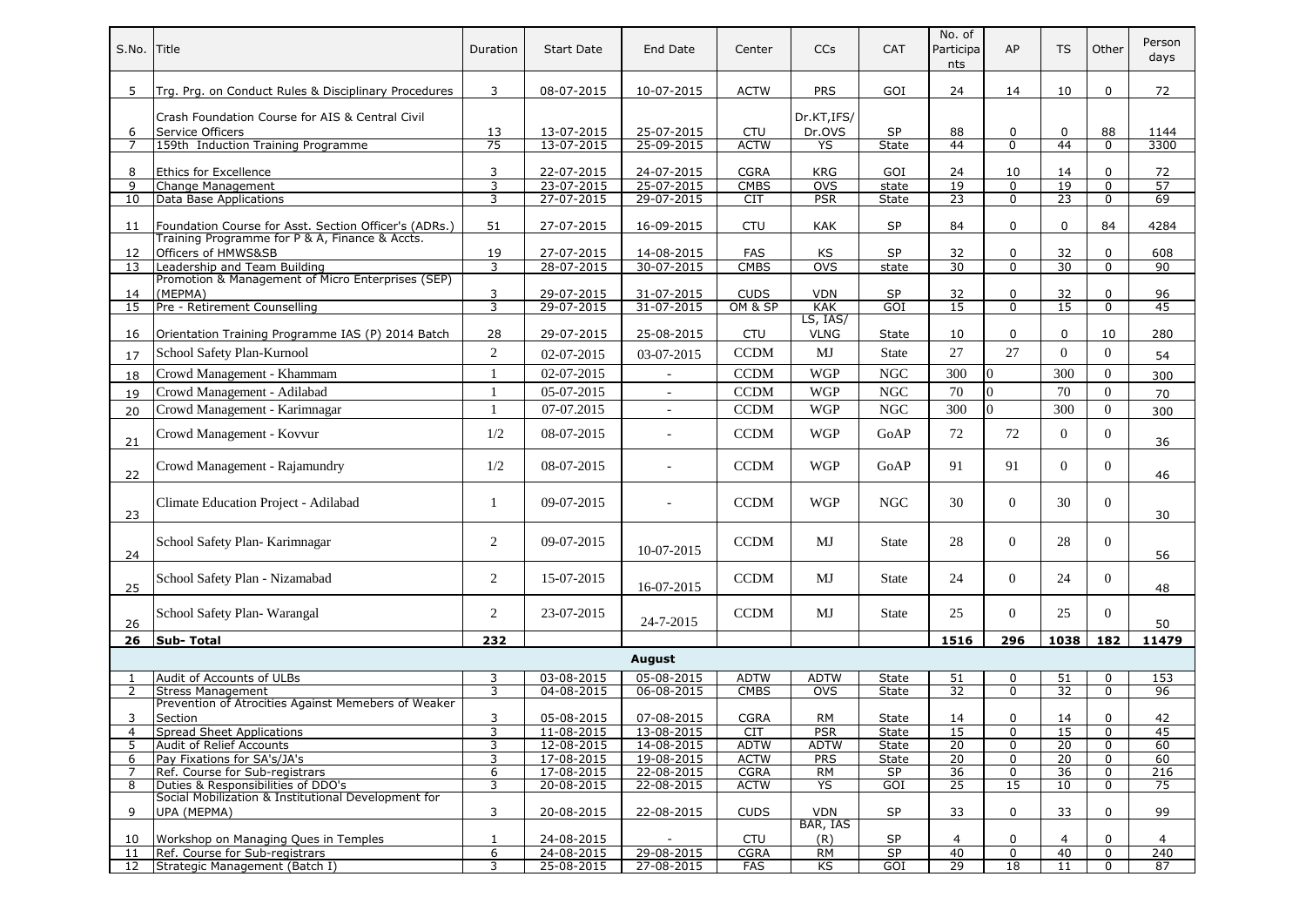| S.No. | Title | Duration | Start Date | End Date | Center | CCs | CAT | No. of Participants | AP | TS | Other | Person days |
|---|---|---|---|---|---|---|---|---|---|---|---|---|
| 5 | Trg. Prg. on Conduct Rules & Disciplinary Procedures | 3 | 08-07-2015 | 10-07-2015 | ACTW | PRS | GOI | 24 | 14 | 10 | 0 | 72 |
| 6 | Crash Foundation Course for AIS & Central Civil Service Officers | 13 | 13-07-2015 | 25-07-2015 | CTU | Dr.KT,IFS/ Dr.OVS | SP | 88 | 0 | 0 | 88 | 1144 |
| 7 | 159th Induction Training Programme | 75 | 13-07-2015 | 25-09-2015 | ACTW | YS | State | 44 | 0 | 44 | 0 | 3300 |
| 8 | Ethics for Excellence | 3 | 22-07-2015 | 24-07-2015 | CGRA | KRG | GOI | 24 | 10 | 14 | 0 | 72 |
| 9 | Change Management | 3 | 23-07-2015 | 25-07-2015 | CMBS | OVS | state | 19 | 0 | 19 | 0 | 57 |
| 10 | Data Base Applications | 3 | 27-07-2015 | 29-07-2015 | CIT | PSR | State | 23 | 0 | 23 | 0 | 69 |
| 11 | Foundation Course for Asst. Section Officer's (ADRs.) | 51 | 27-07-2015 | 16-09-2015 | CTU | KAK | SP | 84 | 0 | 0 | 84 | 4284 |
| 12 | Training Programme for P & A, Finance & Accts. Officers of HMWS&SB | 19 | 27-07-2015 | 14-08-2015 | FAS | KS | SP | 32 | 0 | 32 | 0 | 608 |
| 13 | Leadership and Team Building | 3 | 28-07-2015 | 30-07-2015 | CMBS | OVS | state | 30 | 0 | 30 | 0 | 90 |
| 14 | Promotion & Management of Micro Enterprises (SEP) (MEPMA) | 3 | 29-07-2015 | 31-07-2015 | CUDS | VDN | SP | 32 | 0 | 32 | 0 | 96 |
| 15 | Pre - Retirement Counselling | 3 | 29-07-2015 | 31-07-2015 | OM & SP | KAK | GOI | 15 | 0 | 15 | 0 | 45 |
| 16 | Orientation Training Programme IAS (P) 2014 Batch | 28 | 29-07-2015 | 25-08-2015 | CTU | LS, IAS/ VLNG | State | 10 | 0 | 0 | 10 | 280 |
| 17 | School Safety Plan-Kurnool | 2 | 02-07-2015 | 03-07-2015 | CCDM | MJ | State | 27 | 27 | 0 | 0 | 54 |
| 18 | Crowd Management - Khammam | 1 | 02-07-2015 | - | CCDM | WGP | NGC | 300 | 0 | 300 | 0 | 300 |
| 19 | Crowd Management - Adilabad | 1 | 05-07-2015 | - | CCDM | WGP | NGC | 70 | 0 | 70 | 0 | 70 |
| 20 | Crowd Management - Karimnagar | 1 | 07.07.2015 | - | CCDM | WGP | NGC | 300 | 0 | 300 | 0 | 300 |
| 21 | Crowd Management - Kovvur | 1/2 | 08-07-2015 | - | CCDM | WGP | GoAP | 72 | 72 | 0 | 0 | 36 |
| 22 | Crowd Management - Rajamundry | 1/2 | 08-07-2015 | - | CCDM | WGP | GoAP | 91 | 91 | 0 | 0 | 46 |
| 23 | Climate Education Project - Adilabad | 1 | 09-07-2015 | - | CCDM | WGP | NGC | 30 | 0 | 30 | 0 | 30 |
| 24 | School Safety Plan- Karimnagar | 2 | 09-07-2015 | 10-07-2015 | CCDM | MJ | State | 28 | 0 | 28 | 0 | 56 |
| 25 | School Safety Plan - Nizamabad | 2 | 15-07-2015 | 16-07-2015 | CCDM | MJ | State | 24 | 0 | 24 | 0 | 48 |
| 26 | School Safety Plan- Warangal | 2 | 23-07-2015 | 24-7-2015 | CCDM | MJ | State | 25 | 0 | 25 | 0 | 50 |
| **26** | **Sub- Total** | **232** | | | | | | **1516** | **296** | **1038** | **182** | **11479** |
| | | | | **August** | | | | | | | | |
| 1 | Audit of Accounts of ULBs | 3 | 03-08-2015 | 05-08-2015 | ADTW | ADTW | State | 51 | 0 | 51 | 0 | 153 |
| 2 | Stress Management | 3 | 04-08-2015 | 06-08-2015 | CMBS | OVS | State | 32 | 0 | 32 | 0 | 96 |
| 3 | Prevention of Atrocities Against Memebers of Weaker Section | 3 | 05-08-2015 | 07-08-2015 | CGRA | RM | State | 14 | 0 | 14 | 0 | 42 |
| 4 | Spread Sheet Applications | 3 | 11-08-2015 | 13-08-2015 | CIT | PSR | State | 15 | 0 | 15 | 0 | 45 |
| 5 | Audit of Relief Accounts | 3 | 12-08-2015 | 14-08-2015 | ADTW | ADTW | State | 20 | 0 | 20 | 0 | 60 |
| 6 | Pay Fixations for SA's/JA's | 3 | 17-08-2015 | 19-08-2015 | ACTW | PRS | State | 20 | 0 | 20 | 0 | 60 |
| 7 | Ref. Course for Sub-registrars | 6 | 17-08-2015 | 22-08-2015 | CGRA | RM | SP | 36 | 0 | 36 | 0 | 216 |
| 8 | Duties & Responsibilities of DDO's | 3 | 20-08-2015 | 22-08-2015 | ACTW | YS | GOI | 25 | 15 | 10 | 0 | 75 |
| 9 | Social Mobilization & Institutional Development for UPA (MEPMA) | 3 | 20-08-2015 | 22-08-2015 | CUDS | VDN | SP | 33 | 0 | 33 | 0 | 99 |
| 10 | Workshop on Managing Ques in Temples | 1 | 24-08-2015 | - | CTU | BAR, IAS (R) | SP | 4 | 0 | 4 | 0 | 4 |
| 11 | Ref. Course for Sub-registrars | 6 | 24-08-2015 | 29-08-2015 | CGRA | RM | SP | 40 | 0 | 40 | 0 | 240 |
| 12 | Strategic Management (Batch I) | 3 | 25-08-2015 | 27-08-2015 | FAS | KS | GOI | 29 | 18 | 11 | 0 | 87 |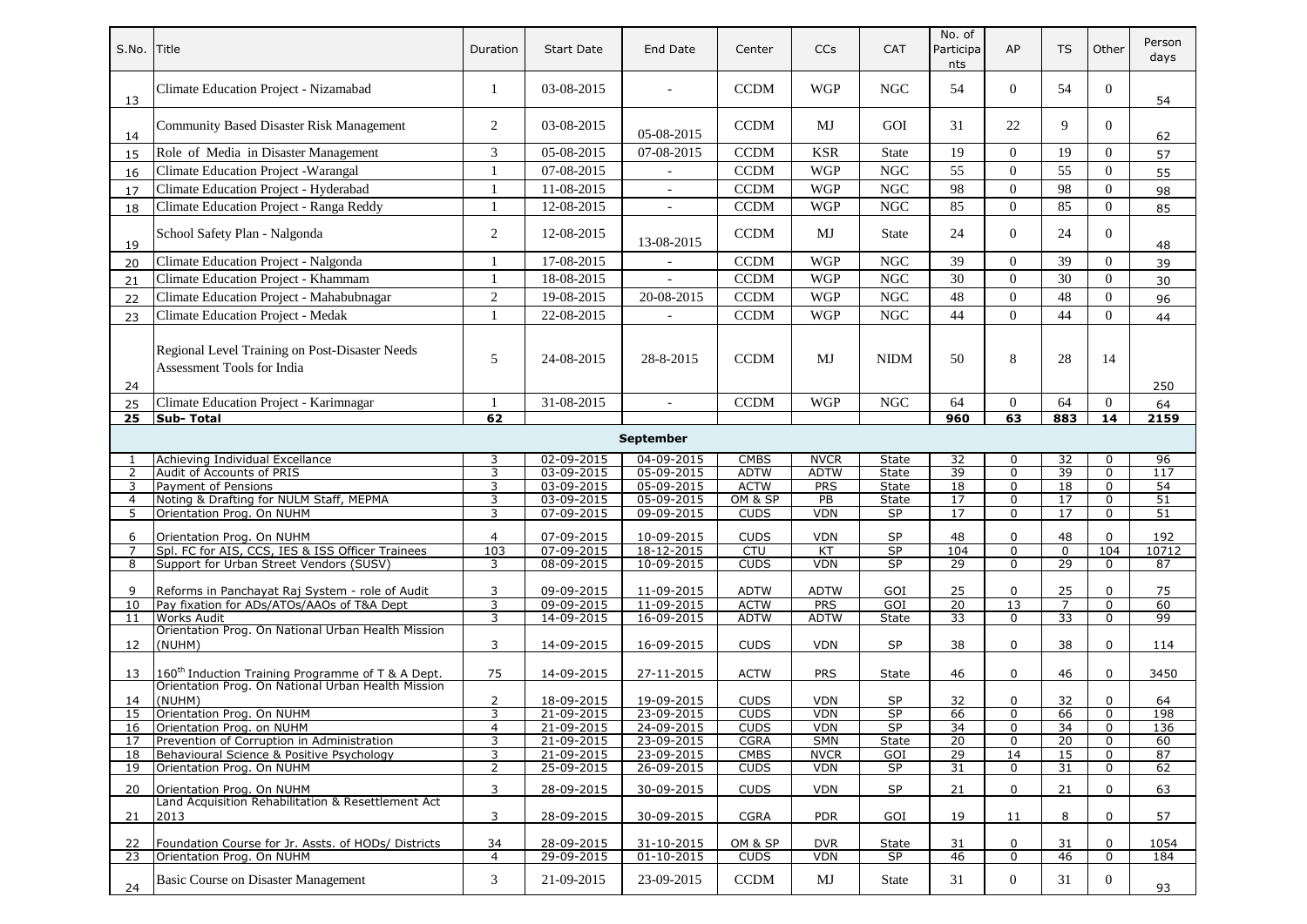| S.No. | Title | Duration | Start Date | End Date | Center | CCs | CAT | No. of Participants | AP | TS | Other | Person days |
|---|---|---|---|---|---|---|---|---|---|---|---|---|
| 13 | Climate Education Project - Nizamabad | 1 | 03-08-2015 | - | CCDM | WGP | NGC | 54 | 0 | 54 | 0 | 54 |
| 14 | Community Based Disaster Risk Management | 2 | 03-08-2015 | 05-08-2015 | CCDM | MJ | GOI | 31 | 22 | 9 | 0 | 62 |
| 15 | Role of Media in Disaster Management | 3 | 05-08-2015 | 07-08-2015 | CCDM | KSR | State | 19 | 0 | 19 | 0 | 57 |
| 16 | Climate Education Project -Warangal | 1 | 07-08-2015 | - | CCDM | WGP | NGC | 55 | 0 | 55 | 0 | 55 |
| 17 | Climate Education Project - Hyderabad | 1 | 11-08-2015 | - | CCDM | WGP | NGC | 98 | 0 | 98 | 0 | 98 |
| 18 | Climate Education Project - Ranga Reddy | 1 | 12-08-2015 | - | CCDM | WGP | NGC | 85 | 0 | 85 | 0 | 85 |
| 19 | School Safety Plan - Nalgonda | 2 | 12-08-2015 | 13-08-2015 | CCDM | MJ | State | 24 | 0 | 24 | 0 | 48 |
| 20 | Climate Education Project - Nalgonda | 1 | 17-08-2015 | - | CCDM | WGP | NGC | 39 | 0 | 39 | 0 | 39 |
| 21 | Climate Education Project - Khammam | 1 | 18-08-2015 | - | CCDM | WGP | NGC | 30 | 0 | 30 | 0 | 30 |
| 22 | Climate Education Project - Mahabubnagar | 2 | 19-08-2015 | 20-08-2015 | CCDM | WGP | NGC | 48 | 0 | 48 | 0 | 96 |
| 23 | Climate Education Project - Medak | 1 | 22-08-2015 | - | CCDM | WGP | NGC | 44 | 0 | 44 | 0 | 44 |
| 24 | Regional Level Training on Post-Disaster Needs Assessment Tools for India | 5 | 24-08-2015 | 28-8-2015 | CCDM | MJ | NIDM | 50 | 8 | 28 | 14 | 250 |
| 25 | Climate Education Project - Karimnagar | 1 | 31-08-2015 | - | CCDM | WGP | NGC | 64 | 0 | 64 | 0 | 64 |
| **25** | **Sub- Total** | **62** | | | | | | **960** | **63** | **883** | **14** | **2159** |
| | | | | **September** | | | | | | | | |
| 1 | Achieving Individual Excellance | 3 | 02-09-2015 | 04-09-2015 | CMBS | NVCR | State | 32 | 0 | 32 | 0 | 96 |
| 2 | Audit of Accounts of PRIS | 3 | 03-09-2015 | 05-09-2015 | ADTW | ADTW | State | 39 | 0 | 39 | 0 | 117 |
| 3 | Payment of Pensions | 3 | 03-09-2015 | 05-09-2015 | ACTW | PRS | State | 18 | 0 | 18 | 0 | 54 |
| 4 | Noting & Drafting for NULM Staff, MEPMA | 3 | 03-09-2015 | 05-09-2015 | OM & SP | PB | State | 17 | 0 | 17 | 0 | 51 |
| 5 | Orientation Prog. On NUHM | 3 | 07-09-2015 | 09-09-2015 | CUDS | VDN | SP | 17 | 0 | 17 | 0 | 51 |
| 6 | Orientation Prog. On NUHM | 4 | 07-09-2015 | 10-09-2015 | CUDS | VDN | SP | 48 | 0 | 48 | 0 | 192 |
| 7 | Spl. FC for AIS, CCS, IES & ISS Officer Trainees | 103 | 07-09-2015 | 18-12-2015 | CTU | KT | SP | 104 | 0 | 0 | 104 | 10712 |
| 8 | Support for Urban Street Vendors (SUSV) | 3 | 08-09-2015 | 10-09-2015 | CUDS | VDN | SP | 29 | 0 | 29 | 0 | 87 |
| 9 | Reforms in Panchayat Raj System - role of Audit | 3 | 09-09-2015 | 11-09-2015 | ADTW | ADTW | GOI | 25 | 0 | 25 | 0 | 75 |
| 10 | Pay fixation for ADs/ATOs/AAOs of T&A Dept | 3 | 09-09-2015 | 11-09-2015 | ACTW | PRS | GOI | 20 | 13 | 7 | 0 | 60 |
| 11 | Works Audit | 3 | 14-09-2015 | 16-09-2015 | ADTW | ADTW | State | 33 | 0 | 33 | 0 | 99 |
| 12 | Orientation Prog. On National Urban Health Mission (NUHM) | 3 | 14-09-2015 | 16-09-2015 | CUDS | VDN | SP | 38 | 0 | 38 | 0 | 114 |
| 13 | 160th Induction Training Programme of T & A Dept. | 75 | 14-09-2015 | 27-11-2015 | ACTW | PRS | State | 46 | 0 | 46 | 0 | 3450 |
| 14 | Orientation Prog. On National Urban Health Mission (NUHM) | 2 | 18-09-2015 | 19-09-2015 | CUDS | VDN | SP | 32 | 0 | 32 | 0 | 64 |
| 15 | Orientation Prog. On NUHM | 3 | 21-09-2015 | 23-09-2015 | CUDS | VDN | SP | 66 | 0 | 66 | 0 | 198 |
| 16 | Orientation Prog. on NUHM | 4 | 21-09-2015 | 24-09-2015 | CUDS | VDN | SP | 34 | 0 | 34 | 0 | 136 |
| 17 | Prevention of Corruption in Administration | 3 | 21-09-2015 | 23-09-2015 | CGRA | SMN | State | 20 | 0 | 20 | 0 | 60 |
| 18 | Behavioural Science & Positive Psychology | 3 | 21-09-2015 | 23-09-2015 | CMBS | NVCR | GOI | 29 | 14 | 15 | 0 | 87 |
| 19 | Orientation Prog. On NUHM | 2 | 25-09-2015 | 26-09-2015 | CUDS | VDN | SP | 31 | 0 | 31 | 0 | 62 |
| 20 | Orientation Prog. On NUHM | 3 | 28-09-2015 | 30-09-2015 | CUDS | VDN | SP | 21 | 0 | 21 | 0 | 63 |
| 21 | Land Acquisition Rehabilitation & Resettlement Act 2013 | 3 | 28-09-2015 | 30-09-2015 | CGRA | PDR | GOI | 19 | 11 | 8 | 0 | 57 |
| 22 | Foundation Course for Jr. Assts. of HODs/ Districts | 34 | 28-09-2015 | 31-10-2015 | OM & SP | DVR | State | 31 | 0 | 31 | 0 | 1054 |
| 23 | Orientation Prog. On NUHM | 4 | 29-09-2015 | 01-10-2015 | CUDS | VDN | SP | 46 | 0 | 46 | 0 | 184 |
| 24 | Basic Course on Disaster Management | 3 | 21-09-2015 | 23-09-2015 | CCDM | MJ | State | 31 | 0 | 31 | 0 | 93 |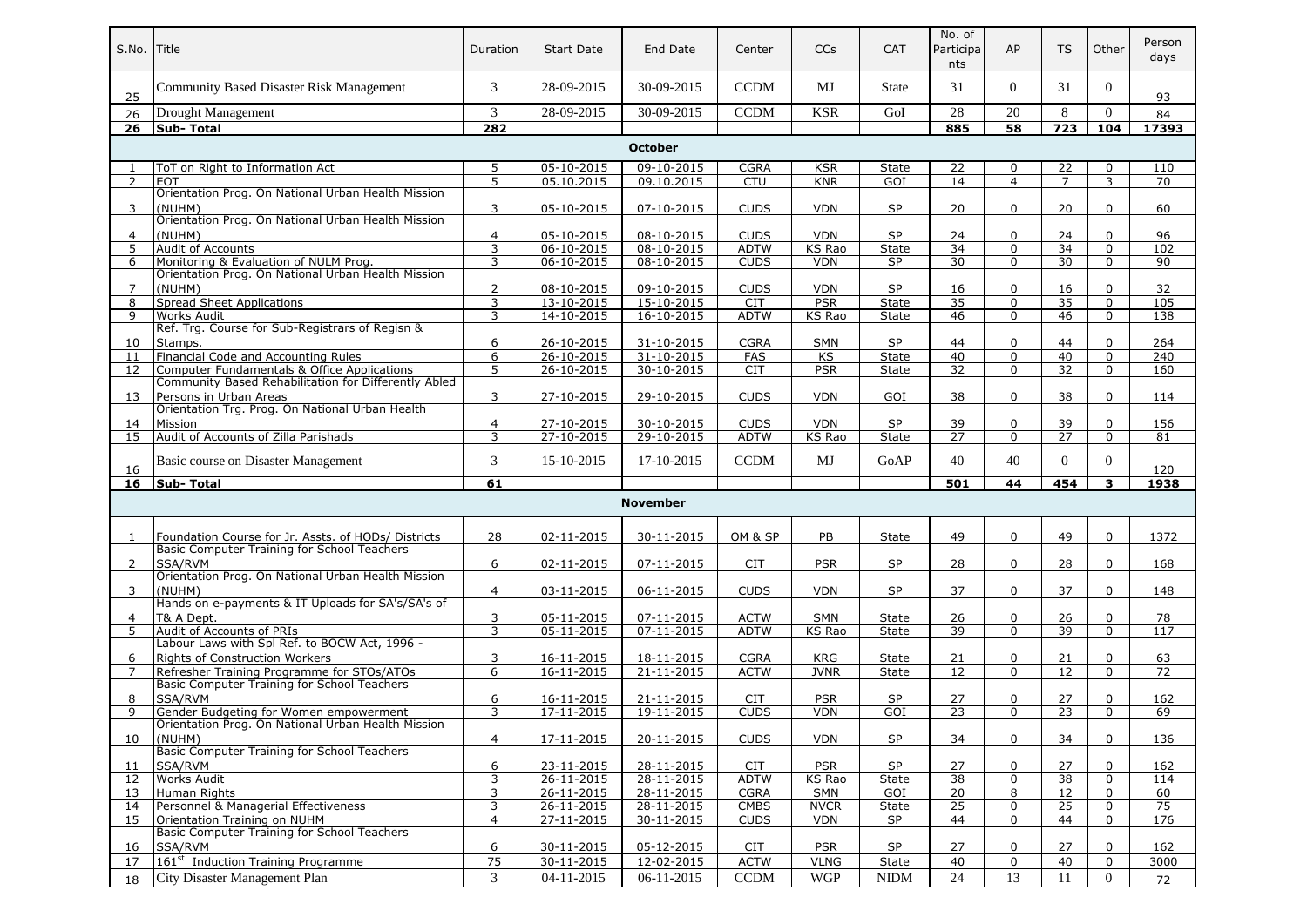| S.No. | Title | Duration | Start Date | End Date | Center | CCs | CAT | No. of Participants | AP | TS | Other | Person days |
|---|---|---|---|---|---|---|---|---|---|---|---|---|
| 25 | Community Based Disaster Risk Management | 3 | 28-09-2015 | 30-09-2015 | CCDM | MJ | State | 31 | 0 | 31 | 0 | 93 |
| 26 | Drought Management | 3 | 28-09-2015 | 30-09-2015 | CCDM | KSR | GoI | 28 | 20 | 8 | 0 | 84 |
| **26** | **Sub- Total** | **282** | | | | | | **885** | **58** | **723** | **104** | **17393** |
| | | | | **October** | | | | | | | | |
| 1 | ToT on Right to Information Act | 5 | 05-10-2015 | 09-10-2015 | CGRA | KSR | State | 22 | 0 | 22 | 0 | 110 |
| 2 | EOT | 5 | 05.10.2015 | 09.10.2015 | CTU | KNR | GOI | 14 | 4 | 7 | 3 | 70 |
| 3 | Orientation Prog. On National Urban Health Mission (NUHM) | 3 | 05-10-2015 | 07-10-2015 | CUDS | VDN | SP | 20 | 0 | 20 | 0 | 60 |
| 4 | Orientation Prog. On National Urban Health Mission (NUHM) | 4 | 05-10-2015 | 08-10-2015 | CUDS | VDN | SP | 24 | 0 | 24 | 0 | 96 |
| 5 | Audit of Accounts | 3 | 06-10-2015 | 08-10-2015 | ADTW | KS Rao | State | 34 | 0 | 34 | 0 | 102 |
| 6 | Monitoring & Evaluation of NULM Prog. | 3 | 06-10-2015 | 08-10-2015 | CUDS | VDN | SP | 30 | 0 | 30 | 0 | 90 |
| 7 | Orientation Prog. On National Urban Health Mission (NUHM) | 2 | 08-10-2015 | 09-10-2015 | CUDS | VDN | SP | 16 | 0 | 16 | 0 | 32 |
| 8 | Spread Sheet Applications | 3 | 13-10-2015 | 15-10-2015 | CIT | PSR | State | 35 | 0 | 35 | 0 | 105 |
| 9 | Works Audit | 3 | 14-10-2015 | 16-10-2015 | ADTW | KS Rao | State | 46 | 0 | 46 | 0 | 138 |
| 10 | Ref. Trg. Course for Sub-Registrars of Regisn & Stamps. | 6 | 26-10-2015 | 31-10-2015 | CGRA | SMN | SP | 44 | 0 | 44 | 0 | 264 |
| 11 | Financial Code and Accounting Rules | 6 | 26-10-2015 | 31-10-2015 | FAS | KS | State | 40 | 0 | 40 | 0 | 240 |
| 12 | Computer Fundamentals & Office Applications | 5 | 26-10-2015 | 30-10-2015 | CIT | PSR | State | 32 | 0 | 32 | 0 | 160 |
| 13 | Community Based Rehabilitation for Differently Abled Persons in Urban Areas | 3 | 27-10-2015 | 29-10-2015 | CUDS | VDN | GOI | 38 | 0 | 38 | 0 | 114 |
| 14 | Orientation Trg. Prog. On National Urban Health Mission | 4 | 27-10-2015 | 30-10-2015 | CUDS | VDN | SP | 39 | 0 | 39 | 0 | 156 |
| 15 | Audit of Accounts of Zilla Parishads | 3 | 27-10-2015 | 29-10-2015 | ADTW | KS Rao | State | 27 | 0 | 27 | 0 | 81 |
| 16 | Basic course on Disaster Management | 3 | 15-10-2015 | 17-10-2015 | CCDM | MJ | GoAP | 40 | 40 | 0 | 0 | 120 |
| **16** | **Sub- Total** | **61** | | | | | | **501** | **44** | **454** | **3** | **1938** |
| | | | | **November** | | | | | | | | |
| 1 | Foundation Course for Jr. Assts. of HODs/ Districts | 28 | 02-11-2015 | 30-11-2015 | OM & SP | PB | State | 49 | 0 | 49 | 0 | 1372 |
| 2 | Basic Computer Training for School Teachers SSA/RVM | 6 | 02-11-2015 | 07-11-2015 | CIT | PSR | SP | 28 | 0 | 28 | 0 | 168 |
| 3 | Orientation Prog. On National Urban Health Mission (NUHM) | 4 | 03-11-2015 | 06-11-2015 | CUDS | VDN | SP | 37 | 0 | 37 | 0 | 148 |
| 4 | Hands on e-payments & IT Uploads for SA's/SA's of T& A Dept. | 3 | 05-11-2015 | 07-11-2015 | ACTW | SMN | State | 26 | 0 | 26 | 0 | 78 |
| 5 | Audit of Accounts of PRIs | 3 | 05-11-2015 | 07-11-2015 | ADTW | KS Rao | State | 39 | 0 | 39 | 0 | 117 |
| 6 | Labour Laws with Spl Ref. to BOCW Act, 1996 - Rights of Construction Workers | 3 | 16-11-2015 | 18-11-2015 | CGRA | KRG | State | 21 | 0 | 21 | 0 | 63 |
| 7 | Refresher Training Programme for STOs/ATOs | 6 | 16-11-2015 | 21-11-2015 | ACTW | JVNR | State | 12 | 0 | 12 | 0 | 72 |
| 8 | Basic Computer Training for School Teachers SSA/RVM | 6 | 16-11-2015 | 21-11-2015 | CIT | PSR | SP | 27 | 0 | 27 | 0 | 162 |
| 9 | Gender Budgeting for Women empowerment | 3 | 17-11-2015 | 19-11-2015 | CUDS | VDN | GOI | 23 | 0 | 23 | 0 | 69 |
| 10 | Orientation Prog. On National Urban Health Mission (NUHM) | 4 | 17-11-2015 | 20-11-2015 | CUDS | VDN | SP | 34 | 0 | 34 | 0 | 136 |
| 11 | Basic Computer Training for School Teachers SSA/RVM | 6 | 23-11-2015 | 28-11-2015 | CIT | PSR | SP | 27 | 0 | 27 | 0 | 162 |
| 12 | Works Audit | 3 | 26-11-2015 | 28-11-2015 | ADTW | KS Rao | State | 38 | 0 | 38 | 0 | 114 |
| 13 | Human Rights | 3 | 26-11-2015 | 28-11-2015 | CGRA | SMN | GOI | 20 | 8 | 12 | 0 | 60 |
| 14 | Personnel & Managerial Effectiveness | 3 | 26-11-2015 | 28-11-2015 | CMBS | NVCR | State | 25 | 0 | 25 | 0 | 75 |
| 15 | Orientation Training on NUHM | 4 | 27-11-2015 | 30-11-2015 | CUDS | VDN | SP | 44 | 0 | 44 | 0 | 176 |
| 16 | Basic Computer Training for School Teachers SSA/RVM | 6 | 30-11-2015 | 05-12-2015 | CIT | PSR | SP | 27 | 0 | 27 | 0 | 162 |
| 17 | 161st Induction Training Programme | 75 | 30-11-2015 | 12-02-2015 | ACTW | VLNG | State | 40 | 0 | 40 | 0 | 3000 |
| 18 | City Disaster Management Plan | 3 | 04-11-2015 | 06-11-2015 | CCDM | WGP | NIDM | 24 | 13 | 11 | 0 | 72 |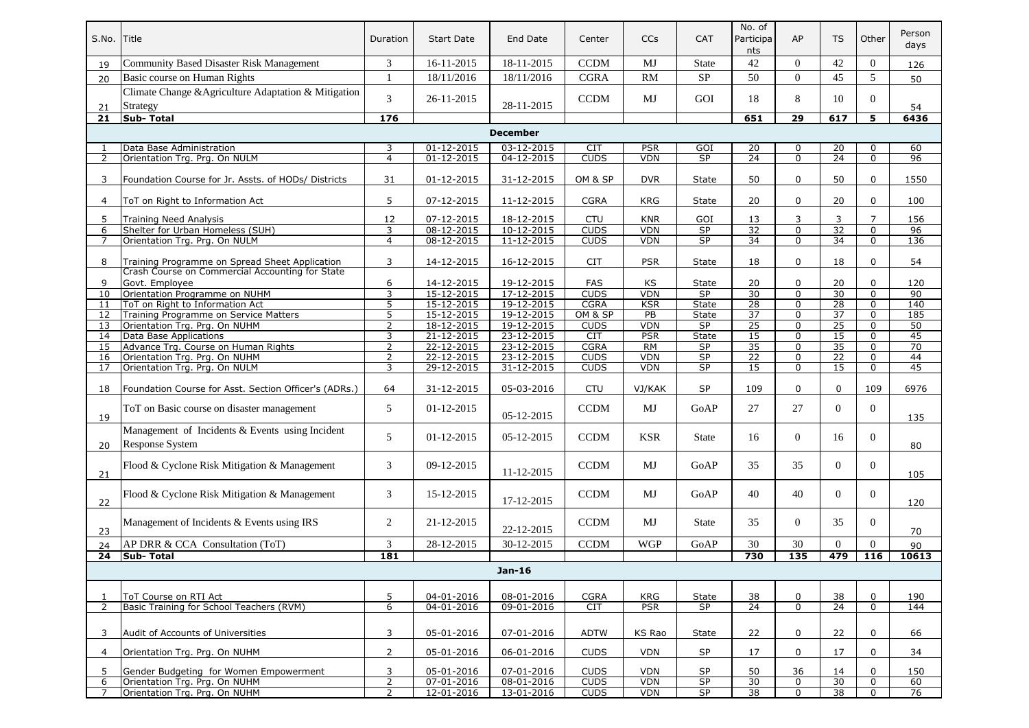| S.No. | Title | Duration | Start Date | End Date | Center | CCs | CAT | No. of Participants | AP | TS | Other | Person days |
|---|---|---|---|---|---|---|---|---|---|---|---|---|
| 19 | Community Based Disaster Risk Management | 3 | 16-11-2015 | 18-11-2015 | CCDM | MJ | State | 42 | 0 | 42 | 0 | 126 |
| 20 | Basic course on Human Rights | 1 | 18/11/2016 | 18/11/2016 | CGRA | RM | SP | 50 | 0 | 45 | 5 | 50 |
| 21 | Climate Change &Agriculture Adaptation & Mitigation Strategy | 3 | 26-11-2015 | 28-11-2015 | CCDM | MJ | GOI | 18 | 8 | 10 | 0 | 54 |
| 21 | **Sub- Total** | **176** | | | | | | **651** | **29** | **617** | **5** | **6436** |
| | | | | **December** | | | | | | | | |
| 1 | Data Base Administration | 3 | 01-12-2015 | 03-12-2015 | CIT | PSR | GOI | 20 | 0 | 20 | 0 | 60 |
| 2 | Orientation Trg. Prg. On NULM | 4 | 01-12-2015 | 04-12-2015 | CUDS | VDN | SP | 24 | 0 | 24 | 0 | 96 |
| 3 | Foundation Course for Jr. Assts. of HODs/ Districts | 31 | 01-12-2015 | 31-12-2015 | OM & SP | DVR | State | 50 | 0 | 50 | 0 | 1550 |
| 4 | ToT on Right to Information Act | 5 | 07-12-2015 | 11-12-2015 | CGRA | KRG | State | 20 | 0 | 20 | 0 | 100 |
| 5 | Training Need Analysis | 12 | 07-12-2015 | 18-12-2015 | CTU | KNR | GOI | 13 | 3 | 3 | 7 | 156 |
| 6 | Shelter for Urban Homeless (SUH) | 3 | 08-12-2015 | 10-12-2015 | CUDS | VDN | SP | 32 | 0 | 32 | 0 | 96 |
| 7 | Orientation Trg. Prg. On NULM | 4 | 08-12-2015 | 11-12-2015 | CUDS | VDN | SP | 34 | 0 | 34 | 0 | 136 |
| 8 | Training Programme on Spread Sheet Application | 3 | 14-12-2015 | 16-12-2015 | CIT | PSR | State | 18 | 0 | 18 | 0 | 54 |
| 9 | Crash Course on Commercial Accounting for State Govt. Employee | 6 | 14-12-2015 | 19-12-2015 | FAS | KS | State | 20 | 0 | 20 | 0 | 120 |
| 10 | Orientation Programme on NUHM | 3 | 15-12-2015 | 17-12-2015 | CUDS | VDN | SP | 30 | 0 | 30 | 0 | 90 |
| 11 | ToT on Right to Information Act | 5 | 15-12-2015 | 19-12-2015 | CGRA | KSR | State | 28 | 0 | 28 | 0 | 140 |
| 12 | Training Programme on Service Matters | 5 | 15-12-2015 | 19-12-2015 | OM & SP | PB | State | 37 | 0 | 37 | 0 | 185 |
| 13 | Orientation Trg. Prg. On NUHM | 2 | 18-12-2015 | 19-12-2015 | CUDS | VDN | SP | 25 | 0 | 25 | 0 | 50 |
| 14 | Data Base Applications | 3 | 21-12-2015 | 23-12-2015 | CIT | PSR | State | 15 | 0 | 15 | 0 | 45 |
| 15 | Advance Trg. Course on Human Rights | 2 | 22-12-2015 | 23-12-2015 | CGRA | RM | SP | 35 | 0 | 35 | 0 | 70 |
| 16 | Orientation Trg. Prg. On NUHM | 2 | 22-12-2015 | 23-12-2015 | CUDS | VDN | SP | 22 | 0 | 22 | 0 | 44 |
| 17 | Orientation Trg. Prg. On NULM | 3 | 29-12-2015 | 31-12-2015 | CUDS | VDN | SP | 15 | 0 | 15 | 0 | 45 |
| 18 | Foundation Course for Asst. Section Officer's (ADRs.) | 64 | 31-12-2015 | 05-03-2016 | CTU | VJ/KAK | SP | 109 | 0 | 0 | 109 | 6976 |
| 19 | ToT on Basic course on disaster management | 5 | 01-12-2015 | 05-12-2015 | CCDM | MJ | GoAP | 27 | 27 | 0 | 0 | 135 |
| 20 | Management of Incidents & Events using Incident Response System | 5 | 01-12-2015 | 05-12-2015 | CCDM | KSR | State | 16 | 0 | 16 | 0 | 80 |
| 21 | Flood & Cyclone Risk Mitigation & Management | 3 | 09-12-2015 | 11-12-2015 | CCDM | MJ | GoAP | 35 | 35 | 0 | 0 | 105 |
| 22 | Flood & Cyclone Risk Mitigation & Management | 3 | 15-12-2015 | 17-12-2015 | CCDM | MJ | GoAP | 40 | 40 | 0 | 0 | 120 |
| 23 | Management of Incidents & Events using IRS | 2 | 21-12-2015 | 22-12-2015 | CCDM | MJ | State | 35 | 0 | 35 | 0 | 70 |
| 24 | AP DRR & CCA Consultation (ToT) | 3 | 28-12-2015 | 30-12-2015 | CCDM | WGP | GoAP | 30 | 30 | 0 | 0 | 90 |
| 24 | **Sub- Total** | **181** | | | | | | **730** | **135** | **479** | **116** | **10613** |
| | | | | **Jan-16** | | | | | | | | |
| 1 | ToT Course on RTI Act | 5 | 04-01-2016 | 08-01-2016 | CGRA | KRG | State | 38 | 0 | 38 | 0 | 190 |
| 2 | Basic Training for School Teachers (RVM) | 6 | 04-01-2016 | 09-01-2016 | CIT | PSR | SP | 24 | 0 | 24 | 0 | 144 |
| 3 | Audit of Accounts of Universities | 3 | 05-01-2016 | 07-01-2016 | ADTW | KS Rao | State | 22 | 0 | 22 | 0 | 66 |
| 4 | Orientation Trg. Prg. On NUHM | 2 | 05-01-2016 | 06-01-2016 | CUDS | VDN | SP | 17 | 0 | 17 | 0 | 34 |
| 5 | Gender Budgeting for Women Empowerment | 3 | 05-01-2016 | 07-01-2016 | CUDS | VDN | SP | 50 | 36 | 14 | 0 | 150 |
| 6 | Orientation Trg. Prg. On NUHM | 2 | 07-01-2016 | 08-01-2016 | CUDS | VDN | SP | 30 | 0 | 30 | 0 | 60 |
| 7 | Orientation Trg. Prg. On NUHM | 2 | 12-01-2016 | 13-01-2016 | CUDS | VDN | SP | 38 | 0 | 38 | 0 | 76 |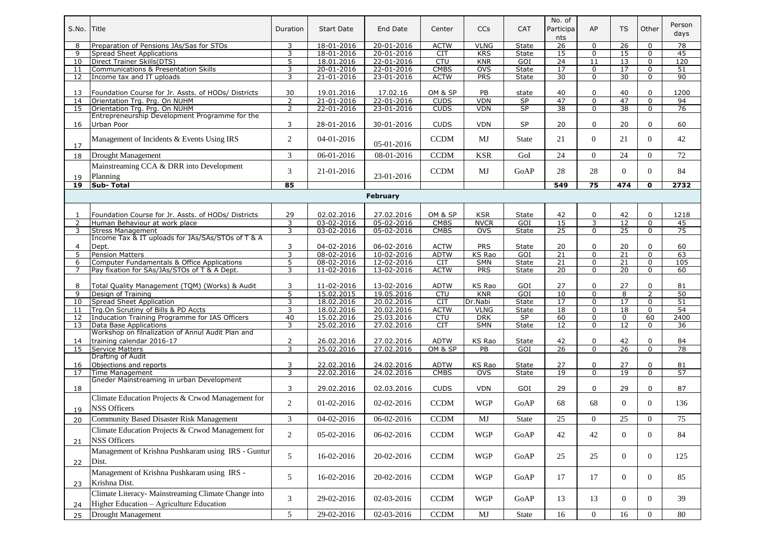| S.No. | Title | Duration | Start Date | End Date | Center | CCs | CAT | No. of Participants | AP | TS | Other | Person days |
|---|---|---|---|---|---|---|---|---|---|---|---|---|
| 8 | Preparation of Pensions JAs/Sas for STOs | 3 | 18-01-2016 | 20-01-2016 | ACTW | VLNG | State | 26 | 0 | 26 | 0 | 78 |
| 9 | Spread Sheet Applications | 3 | 18-01-2016 | 20-01-2016 | CIT | KRS | State | 15 | 0 | 15 | 0 | 45 |
| 10 | Direct Trainer Skills(DTS) | 5 | 18.01.2016 | 22-01-2016 | CTU | KNR | GOI | 24 | 11 | 13 | 0 | 120 |
| 11 | Communications & Presentation Skills | 3 | 20-01-2016 | 22-01-2016 | CMBS | OVS | State | 17 | 0 | 17 | 0 | 51 |
| 12 | Income tax and IT uploads | 3 | 21-01-2016 | 23-01-2016 | ACTW | PRS | State | 30 | 0 | 30 | 0 | 90 |
| 13 | Foundation Course for Jr. Assts. of HODs/ Districts | 30 | 19.01.2016 | 17.02.16 | OM & SP | PB | state | 40 | 0 | 40 | 0 | 1200 |
| 14 | Orientation Trg. Prg. On NUHM | 2 | 21-01-2016 | 22-01-2016 | CUDS | VDN | SP | 47 | 0 | 47 | 0 | 94 |
| 15 | Orientation Trg. Prg. On NUHM | 2 | 22-01-2016 | 23-01-2016 | CUDS | VDN | SP | 38 | 0 | 38 | 0 | 76 |
| 16 | Entrepreneurship Development Programme for the Urban Poor | 3 | 28-01-2016 | 30-01-2016 | CUDS | VDN | SP | 20 | 0 | 20 | 0 | 60 |
| 17 | Management of Incidents & Events Using IRS | 2 | 04-01-2016 | 05-01-2016 | CCDM | MJ | State | 21 | 0 | 21 | 0 | 42 |
| 18 | Drought Management | 3 | 06-01-2016 | 08-01-2016 | CCDM | KSR | GoI | 24 | 0 | 24 | 0 | 72 |
| 19 | Mainstreaming CCA & DRR into Development Planning | 3 | 21-01-2016 | 23-01-2016 | CCDM | MJ | GoAP | 28 | 28 | 0 | 0 | 84 |
| 19 | **Sub- Total** | **85** | | | | | | **549** | **75** | **474** | **0** | **2732** |
| | | | | **February** | | | | | | | | |
| 1 | Foundation Course for Jr. Assts. of HODs/ Districts | 29 | 02.02.2016 | 27.02.2016 | OM & SP | KSR | State | 42 | 0 | 42 | 0 | 1218 |
| 2 | Human Behaviour at work place | 3 | 03-02-2016 | 05-02-2016 | CMBS | NVCR | GOI | 15 | 3 | 12 | 0 | 45 |
| 3 | Stress Management | 3 | 03-02-2016 | 05-02-2016 | CMBS | OVS | State | 25 | 0 | 25 | 0 | 75 |
| 4 | Income Tax & IT uploads for JAs/SAs/STOs of T & A Dept. | 3 | 04-02-2016 | 06-02-2016 | ACTW | PRS | State | 20 | 0 | 20 | 0 | 60 |
| 5 | Pension Matters | 3 | 08-02-2016 | 10-02-2016 | ADTW | KS Rao | GOI | 21 | 0 | 21 | 0 | 63 |
| 6 | Computer Fundamentals & Office Applications | 5 | 08-02-2016 | 12-02-2016 | CIT | SMN | State | 21 | 0 | 21 | 0 | 105 |
| 7 | Pay fixation for SAs/JAs/STOs of T & A Dept. | 3 | 11-02-2016 | 13-02-2016 | ACTW | PRS | State | 20 | 0 | 20 | 0 | 60 |
| 8 | Total Quality Management (TQM) (Works) & Audit | 3 | 11-02-2016 | 13-02-2016 | ADTW | KS Rao | GOI | 27 | 0 | 27 | 0 | 81 |
| 9 | Design of Training | 5 | 15.02.2015 | 19.05.2016 | CTU | KNR | GOI | 10 | 0 | 8 | 2 | 50 |
| 10 | Spread Sheet Application | 3 | 18.02.2016 | 20.02.2016 | CIT | Dr.Nabi | State | 17 | 0 | 17 | 0 | 51 |
| 11 | Trg.On Scrutiny of Bills & PD Accts | 3 | 18.02.2016 | 20.02.2016 | ACTW | VLNG | State | 18 | 0 | 18 | 0 | 54 |
| 12 | Inducation Training Programme for IAS Officers | 40 | 15.02.2016 | 25.03.2016 | CTU | DRK | SP | 60 | 0 | 0 | 60 | 2400 |
| 13 | Data Base Applications | 3 | 25.02.2016 | 27.02.2016 | CIT | SMN | State | 12 | 0 | 12 | 0 | 36 |
| 14 | Workshop on filnalization of Annul Audit Plan and training calendar 2016-17 | 2 | 26.02.2016 | 27.02.2016 | ADTW | KS Rao | State | 42 | 0 | 42 | 0 | 84 |
| 15 | Service Matters | 3 | 25.02.2016 | 27.02.2016 | OM & SP | PB | GOI | 26 | 0 | 26 | 0 | 78 |
| 16 | Drafting of Audit Objections and reports | 3 | 22.02.2016 | 24.02.2016 | ADTW | KS Rao | State | 27 | 0 | 27 | 0 | 81 |
| 17 | Time Management | 3 | 22.02.2016 | 24.02.2016 | CMBS | OVS | State | 19 | 0 | 19 | 0 | 57 |
| 18 | Gneder Mainstreaming in urban Development | 3 | 29.02.2016 | 02.03.2016 | CUDS | VDN | GOI | 29 | 0 | 29 | 0 | 87 |
| 19 | Climate Education Projects & Crwod Management for NSS Officers | 2 | 01-02-2016 | 02-02-2016 | CCDM | WGP | GoAP | 68 | 68 | 0 | 0 | 136 |
| 20 | Community Based Disaster Risk Management | 3 | 04-02-2016 | 06-02-2016 | CCDM | MJ | State | 25 | 0 | 25 | 0 | 75 |
| 21 | Climate Education Projects & Crwod Management for NSS Officers | 2 | 05-02-2016 | 06-02-2016 | CCDM | WGP | GoAP | 42 | 42 | 0 | 0 | 84 |
| 22 | Management of Krishna Pushkaram using IRS - Guntur Dist. | 5 | 16-02-2016 | 20-02-2016 | CCDM | WGP | GoAP | 25 | 25 | 0 | 0 | 125 |
| 23 | Management of Krishna Pushkaram using IRS - Krishna Dist. | 5 | 16-02-2016 | 20-02-2016 | CCDM | WGP | GoAP | 17 | 17 | 0 | 0 | 85 |
| 24 | Climate Literacy- Mainstreaming Climate Change into Higher Education – Agriculture Education | 3 | 29-02-2016 | 02-03-2016 | CCDM | WGP | GoAP | 13 | 13 | 0 | 0 | 39 |
| 25 | Drought Management | 5 | 29-02-2016 | 02-03-2016 | CCDM | MJ | State | 16 | 0 | 16 | 0 | 80 |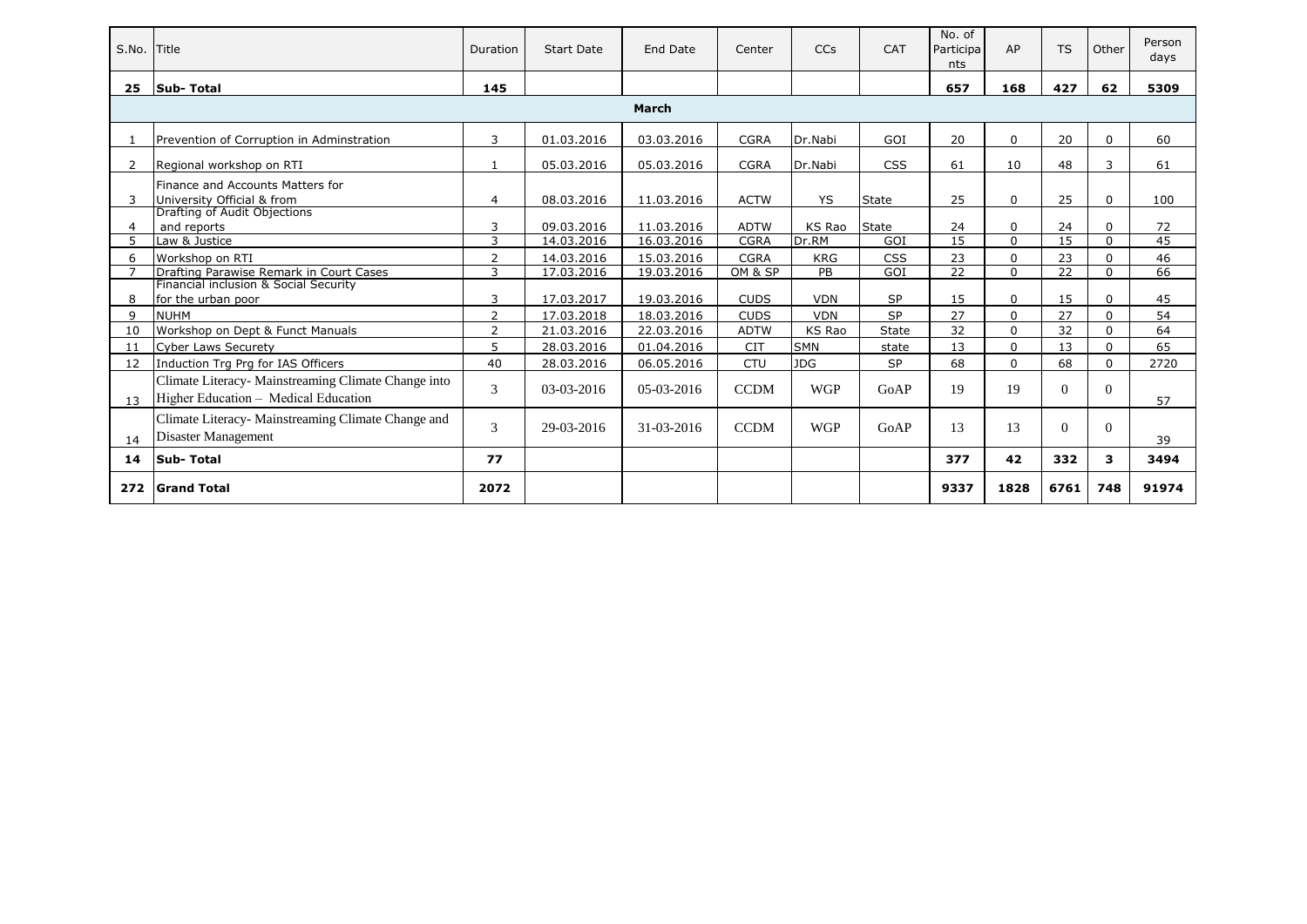| S.No. | Title | Duration | Start Date | End Date | Center | CCs | CAT | No. of Participants | AP | TS | Other | Person days |
|---|---|---|---|---|---|---|---|---|---|---|---|---|
| **25** | **Sub- Total** | **145** | | | | | | **657** | **168** | **427** | **62** | **5309** |
| | | | | **March** | | | | | | | | |
| 1 | Prevention of Corruption in Adminstration | 3 | 01.03.2016 | 03.03.2016 | CGRA | Dr.Nabi | GOI | 20 | 0 | 20 | 0 | 60 |
| 2 | Regional workshop on RTI | 1 | 05.03.2016 | 05.03.2016 | CGRA | Dr.Nabi | CSS | 61 | 10 | 48 | 3 | 61 |
| 3 | Finance and Accounts Matters for University Official & from | 4 | 08.03.2016 | 11.03.2016 | ACTW | YS | State | 25 | 0 | 25 | 0 | 100 |
| 4 | Drafting of Audit Objections and reports | 3 | 09.03.2016 | 11.03.2016 | ADTW | KS Rao | State | 24 | 0 | 24 | 0 | 72 |
| 5 | Law & Justice | 3 | 14.03.2016 | 16.03.2016 | CGRA | Dr.RM | GOI | 15 | 0 | 15 | 0 | 45 |
| 6 | Workshop on RTI | 2 | 14.03.2016 | 15.03.2016 | CGRA | KRG | CSS | 23 | 0 | 23 | 0 | 46 |
| 7 | Drafting Parawise Remark in Court Cases | 3 | 17.03.2016 | 19.03.2016 | OM & SP | PB | GOI | 22 | 0 | 22 | 0 | 66 |
| 8 | Financial inclusion & Social Security for the urban poor | 3 | 17.03.2017 | 19.03.2016 | CUDS | VDN | SP | 15 | 0 | 15 | 0 | 45 |
| 9 | NUHM | 2 | 17.03.2018 | 18.03.2016 | CUDS | VDN | SP | 27 | 0 | 27 | 0 | 54 |
| 10 | Workshop on Dept & Funct Manuals | 2 | 21.03.2016 | 22.03.2016 | ADTW | KS Rao | State | 32 | 0 | 32 | 0 | 64 |
| 11 | Cyber Laws Securety | 5 | 28.03.2016 | 01.04.2016 | CIT | SMN | state | 13 | 0 | 13 | 0 | 65 |
| 12 | Induction Trg Prg for IAS Officers | 40 | 28.03.2016 | 06.05.2016 | CTU | JDG | SP | 68 | 0 | 68 | 0 | 2720 |
| 13 | Climate Literacy- Mainstreaming Climate Change into Higher Education – Medical Education | 3 | 03-03-2016 | 05-03-2016 | CCDM | WGP | GoAP | 19 | 19 | 0 | 0 | 57 |
| 14 | Climate Literacy- Mainstreaming Climate Change and Disaster Management | 3 | 29-03-2016 | 31-03-2016 | CCDM | WGP | GoAP | 13 | 13 | 0 | 0 | 39 |
| **14** | **Sub- Total** | **77** | | | | | | **377** | **42** | **332** | **3** | **3494** |
| **272** | **Grand Total** | **2072** | | | | | | **9337** | **1828** | **6761** | **748** | **91974** |